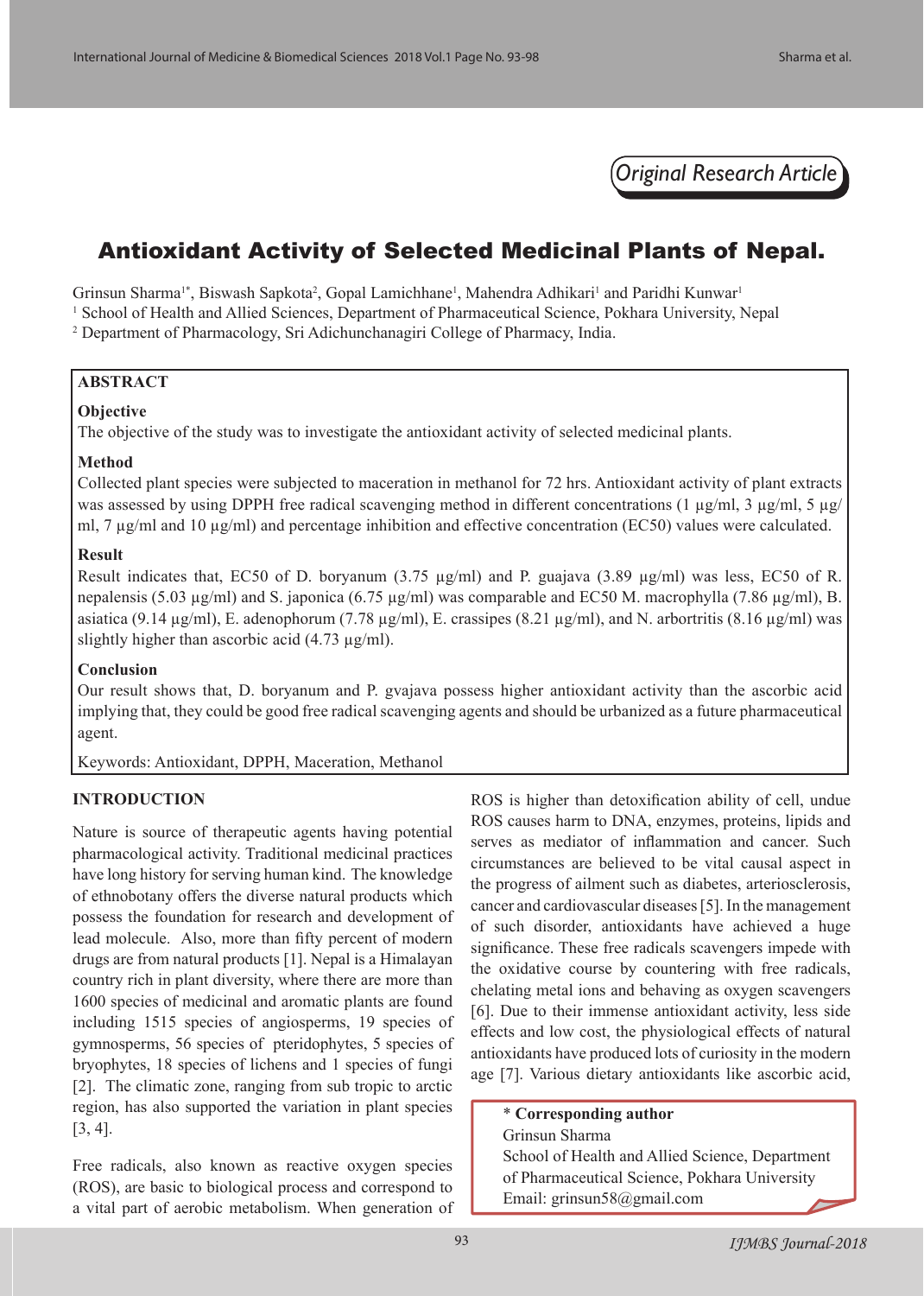*Original Research Article*

# Antioxidant Activity of Selected Medicinal Plants of Nepal.

Grinsun Sharma[1*], Biswash Sapkota[2], Gopal Lamichhane[1], Mahendra Adhikari[1] and Paridhi Kunwar[1]

[1] School of Health and Allied Sciences, Department of Pharmaceutical Science, Pokhara University, Nepal

[2] Department of Pharmacology, Sri Adichunchanagiri College of Pharmacy, India.

## ABSTRACT

### Objective

The objective of the study was to investigate the antioxidant activity of selected medicinal plants.

### Method

Collected plant species were subjected to maceration in methanol for 72 hrs. Antioxidant activity of plant extracts was assessed by using DPPH free radical scavenging method in different concentrations (1 µg/ml, 3 µg/ml, 5 µg/ml, 7 µg/ml and 10 µg/ml) and percentage inhibition and effective concentration (EC50) values were calculated.

### Result

Result indicates that, EC50 of D. boryanum (3.75 µg/ml) and P. guajava (3.89 µg/ml) was less, EC50 of R. nepalensis (5.03 µg/ml) and S. japonica (6.75 µg/ml) was comparable and EC50 M. macrophylla (7.86 µg/ml), B. asiatica (9.14 µg/ml), E. adenophorum (7.78 µg/ml), E. crassipes (8.21 µg/ml), and N. arbortritis (8.16 µg/ml) was slightly higher than ascorbic acid (4.73 µg/ml).

### Conclusion

Our result shows that, D. boryanum and P. gvajava possess higher antioxidant activity than the ascorbic acid implying that, they could be good free radical scavenging agents and should be urbanized as a future pharmaceutical agent.

Keywords: Antioxidant, DPPH, Maceration, Methanol

## INTRODUCTION

Nature is source of therapeutic agents having potential pharmacological activity. Traditional medicinal practices have long history for serving human kind. The knowledge of ethnobotany offers the diverse natural products which possess the foundation for research and development of lead molecule. Also, more than fifty percent of modern drugs are from natural products [1]. Nepal is a Himalayan country rich in plant diversity, where there are more than 1600 species of medicinal and aromatic plants are found including 1515 species of angiosperms, 19 species of gymnosperms, 56 species of pteridophytes, 5 species of bryophytes, 18 species of lichens and 1 species of fungi [2]. The climatic zone, ranging from sub tropic to arctic region, has also supported the variation in plant species [3, 4].

Free radicals, also known as reactive oxygen species (ROS), are basic to biological process and correspond to a vital part of aerobic metabolism. When generation of ROS is higher than detoxification ability of cell, undue ROS causes harm to DNA, enzymes, proteins, lipids and serves as mediator of inflammation and cancer. Such circumstances are believed to be vital causal aspect in the progress of ailment such as diabetes, arteriosclerosis, cancer and cardiovascular diseases [5]. In the management of such disorder, antioxidants have achieved a huge significance. These free radicals scavengers impede with the oxidative course by countering with free radicals, chelating metal ions and behaving as oxygen scavengers [6]. Due to their immense antioxidant activity, less side effects and low cost, the physiological effects of natural antioxidants have produced lots of curiosity in the modern age [7]. Various dietary antioxidants like ascorbic acid,

\* **Corresponding author**
Grinsun Sharma
School of Health and Allied Science, Department of Pharmaceutical Science, Pokhara University
Email: grinsun58@gmail.com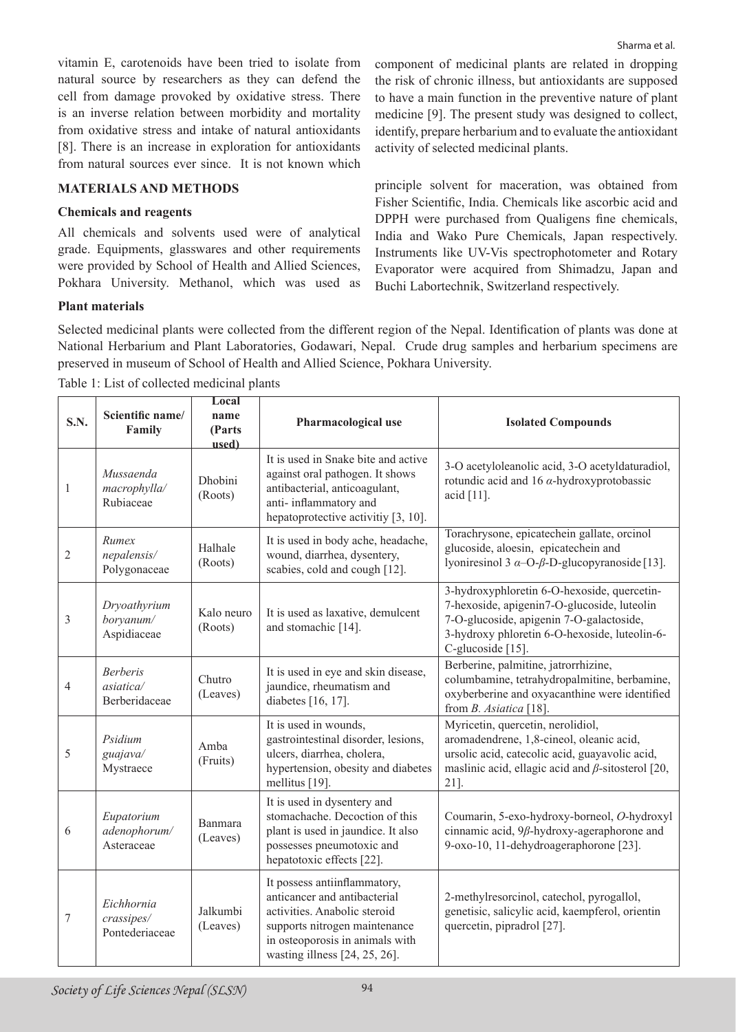vitamin E, carotenoids have been tried to isolate from natural source by researchers as they can defend the cell from damage provoked by oxidative stress. There is an inverse relation between morbidity and mortality from oxidative stress and intake of natural antioxidants [8]. There is an increase in exploration for antioxidants from natural sources ever since. It is not known which component of medicinal plants are related in dropping the risk of chronic illness, but antioxidants are supposed to have a main function in the preventive nature of plant medicine [9]. The present study was designed to collect, identify, prepare herbarium and to evaluate the antioxidant activity of selected medicinal plants.

## MATERIALS AND METHODS

### Chemicals and reagents

All chemicals and solvents used were of analytical grade. Equipments, glasswares and other requirements were provided by School of Health and Allied Sciences, Pokhara University. Methanol, which was used as principle solvent for maceration, was obtained from Fisher Scientific, India. Chemicals like ascorbic acid and DPPH were purchased from Qualigens fine chemicals, India and Wako Pure Chemicals, Japan respectively. Instruments like UV-Vis spectrophotometer and Rotary Evaporator were acquired from Shimadzu, Japan and Buchi Labortechnik, Switzerland respectively.

### Plant materials

Selected medicinal plants were collected from the different region of the Nepal. Identification of plants was done at National Herbarium and Plant Laboratories, Godawari, Nepal. Crude drug samples and herbarium specimens are preserved in museum of School of Health and Allied Science, Pokhara University.

Table 1: List of collected medicinal plants

| S.N. | Scientific name/ Family | Local name (Parts used) | Pharmacological use | Isolated Compounds |
|---|---|---|---|---|
| 1 | *Mussaenda macrophylla*/ Rubiaceae | Dhobini (Roots) | It is used in Snake bite and active against oral pathogen. It shows antibacterial, anticoagulant, anti- inflammatory and hepatoprotective activitiy [3, 10]. | 3-O acetyloleanolic acid, 3-O acetyldaturadiol, rotundic acid and 16 $\alpha$-hydroxyprotobassic acid [11]. |
| 2 | *Rumex nepalensis*/ Polygonaceae | Halhale (Roots) | It is used in body ache, headache, wound, diarrhea, dysentery, scabies, cold and cough [12]. | Torachrysone, epicatechein gallate, orcinol glucoside, aloesin, epicatechein and lyoniresinol 3 $\alpha$–O-$\beta$-D-glucopyranoside [13]. |
| 3 | *Dryoathyrium boryanum*/ Aspidiaceae | Kalo neuro (Roots) | It is used as laxative, demulcent and stomachic [14]. | 3-hydroxyphloretin 6-O-hexoside, quercetin-7-hexoside, apigenin7-O-glucoside, luteolin 7-O-glucoside, apigenin 7-O-galactoside, 3-hydroxy phloretin 6-O-hexoside, luteolin-6-C-glucoside [15]. |
| 4 | *Berberis asiatica*/ Berberidaceae | Chutro (Leaves) | It is used in eye and skin disease, jaundice, rheumatism and diabetes [16, 17]. | Berberine, palmitine, jatrorrhizine, columbamine, tetrahydropalmitine, berbamine, oxyberberine and oxyacanthine were identified from *B. Asiatica* [18]. |
| 5 | *Psidium guajava*/ Mystraece | Amba (Fruits) | It is used in wounds, gastrointestinal disorder, lesions, ulcers, diarrhea, cholera, hypertension, obesity and diabetes mellitus [19]. | Myricetin, quercetin, nerolidiol, aromadendrene, 1,8-cineol, oleanic acid, ursolic acid, catecolic acid, guayavolic acid, maslinic acid, ellagic acid and $\beta$-sitosterol [20, 21]. |
| 6 | *Eupatorium adenophorum*/ Asteraceae | Banmara (Leaves) | It is used in dysentery and stomachache. Decoction of this plant is used in jaundice. It also possesses pneumotoxic and hepatotoxic effects [22]. | Coumarin, 5-exo-hydroxy-borneol, *O*-hydroxyl cinnamic acid, 9$\beta$-hydroxy-ageraphorone and 9-oxo-10, 11-dehydroageraphorone [23]. |
| 7 | *Eichhornia crassipes*/ Pontederiaceae | Jalkumbi (Leaves) | It possess antiinflammatory, anticancer and antibacterial activities. Anabolic steroid supports nitrogen maintenance in osteoporosis in animals with wasting illness [24, 25, 26]. | 2-methylresorcinol, catechol, pyrogallol, genetisic, salicylic acid, kaempferol, orientin quercetin, pipradrol [27]. |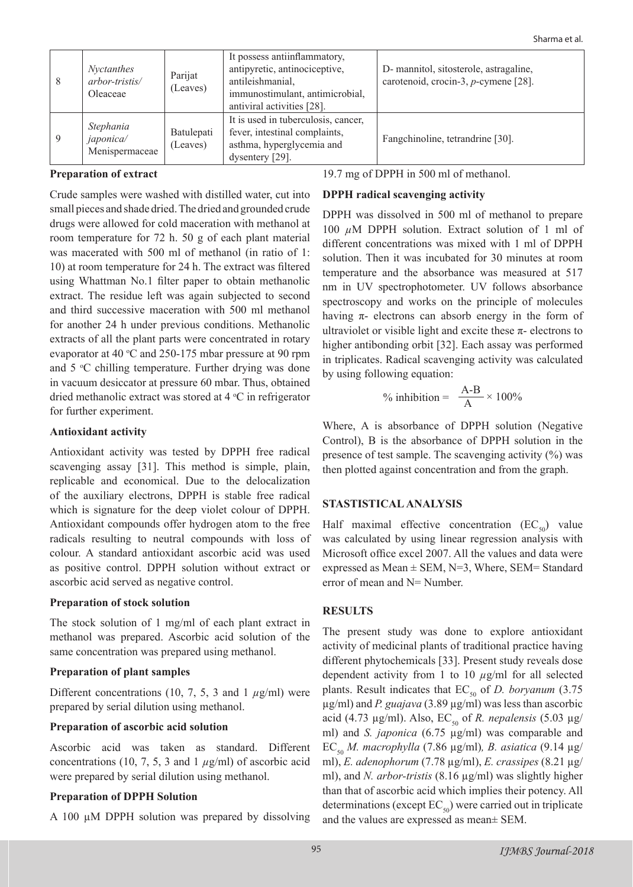| 8 | *Nyctanthes arbor-tristis/* Oleaceae | Parijat (Leaves) | It possess antiinflammatory, antipyretic, antinociceptive, antileishmanial, immunostimulant, antimicrobial, antiviral activities [28]. | D- mannitol, sitosterole, astragaline, carotenoid, crocin-3, *p*-cymene [28]. |
|---|---|---|---|---|
| 9 | *Stephania japonica/* Menispermaceae | Batulepati (Leaves) | It is used in tuberculosis, cancer, fever, intestinal complaints, asthma, hyperglycemia and dysentery [29]. | Fangchinoline, tetrandrine [30]. |

**Preparation of extract**

Crude samples were washed with distilled water, cut into small pieces and shade dried. The dried and grounded crude drugs were allowed for cold maceration with methanol at room temperature for 72 h. 50 g of each plant material was macerated with 500 ml of methanol (in ratio of 1: 10) at room temperature for 24 h. The extract was filtered using Whattman No.1 filter paper to obtain methanolic extract. The residue left was again subjected to second and third successive maceration with 500 ml methanol for another 24 h under previous conditions. Methanolic extracts of all the plant parts were concentrated in rotary evaporator at 40 °C and 250-175 mbar pressure at 90 rpm and 5 °C chilling temperature. Further drying was done in vacuum desiccator at pressure 60 mbar. Thus, obtained dried methanolic extract was stored at 4 °C in refrigerator for further experiment.

**Antioxidant activity**

Antioxidant activity was tested by DPPH free radical scavenging assay [31]. This method is simple, plain, replicable and economical. Due to the delocalization of the auxiliary electrons, DPPH is stable free radical which is signature for the deep violet colour of DPPH. Antioxidant compounds offer hydrogen atom to the free radicals resulting to neutral compounds with loss of colour. A standard antioxidant ascorbic acid was used as positive control. DPPH solution without extract or ascorbic acid served as negative control.

**Preparation of stock solution**

The stock solution of 1 mg/ml of each plant extract in methanol was prepared. Ascorbic acid solution of the same concentration was prepared using methanol.

**Preparation of plant samples**

Different concentrations (10, 7, 5, 3 and 1 $\mu$g/ml) were prepared by serial dilution using methanol.

**Preparation of ascorbic acid solution**

Ascorbic acid was taken as standard. Different concentrations (10, 7, 5, 3 and 1 $\mu$g/ml) of ascorbic acid were prepared by serial dilution using methanol.

**Preparation of DPPH Solution**

A 100 μM DPPH solution was prepared by dissolving 19.7 mg of DPPH in 500 ml of methanol.

**DPPH radical scavenging activity**

DPPH was dissolved in 500 ml of methanol to prepare 100 $\mu$M DPPH solution. Extract solution of 1 ml of different concentrations was mixed with 1 ml of DPPH solution. Then it was incubated for 30 minutes at room temperature and the absorbance was measured at 517 nm in UV spectrophotometer. UV follows absorbance spectroscopy and works on the principle of molecules having π- electrons can absorb energy in the form of ultraviolet or visible light and excite these π- electrons to higher antibonding orbit [32]. Each assay was performed in triplicates. Radical scavenging activity was calculated by using following equation:

$$\%\ \text{inhibition} = \frac{A-B}{A} \times 100\%$$

Where, A is absorbance of DPPH solution (Negative Control), B is the absorbance of DPPH solution in the presence of test sample. The scavenging activity (%) was then plotted against concentration and from the graph.

## STASTISTICAL ANALYSIS

Half maximal effective concentration ($EC_{50}$) value was calculated by using linear regression analysis with Microsoft office excel 2007. All the values and data were expressed as Mean ± SEM, N=3, Where, SEM= Standard error of mean and N= Number.

## RESULTS

The present study was done to explore antioxidant activity of medicinal plants of traditional practice having different phytochemicals [33]. Present study reveals dose dependent activity from 1 to 10 $\mu$g/ml for all selected plants. Result indicates that $EC_{50}$ of *D. boryanum* (3.75 µg/ml) and *P. guajava* (3.89 µg/ml) was less than ascorbic acid (4.73 µg/ml). Also, $EC_{50}$ of *R. nepalensis* (5.03 µg/ml) and *S. japonica* (6.75 µg/ml) was comparable and $EC_{50}$ *M. macrophylla* (7.86 µg/ml)*, B. asiatica* (9.14 µg/ml), *E. adenophorum* (7.78 µg/ml), *E. crassipes* (8.21 µg/ml), and *N. arbor-tristis* (8.16 µg/ml) was slightly higher than that of ascorbic acid which implies their potency. All determinations (except $EC_{50}$) were carried out in triplicate and the values are expressed as mean± SEM.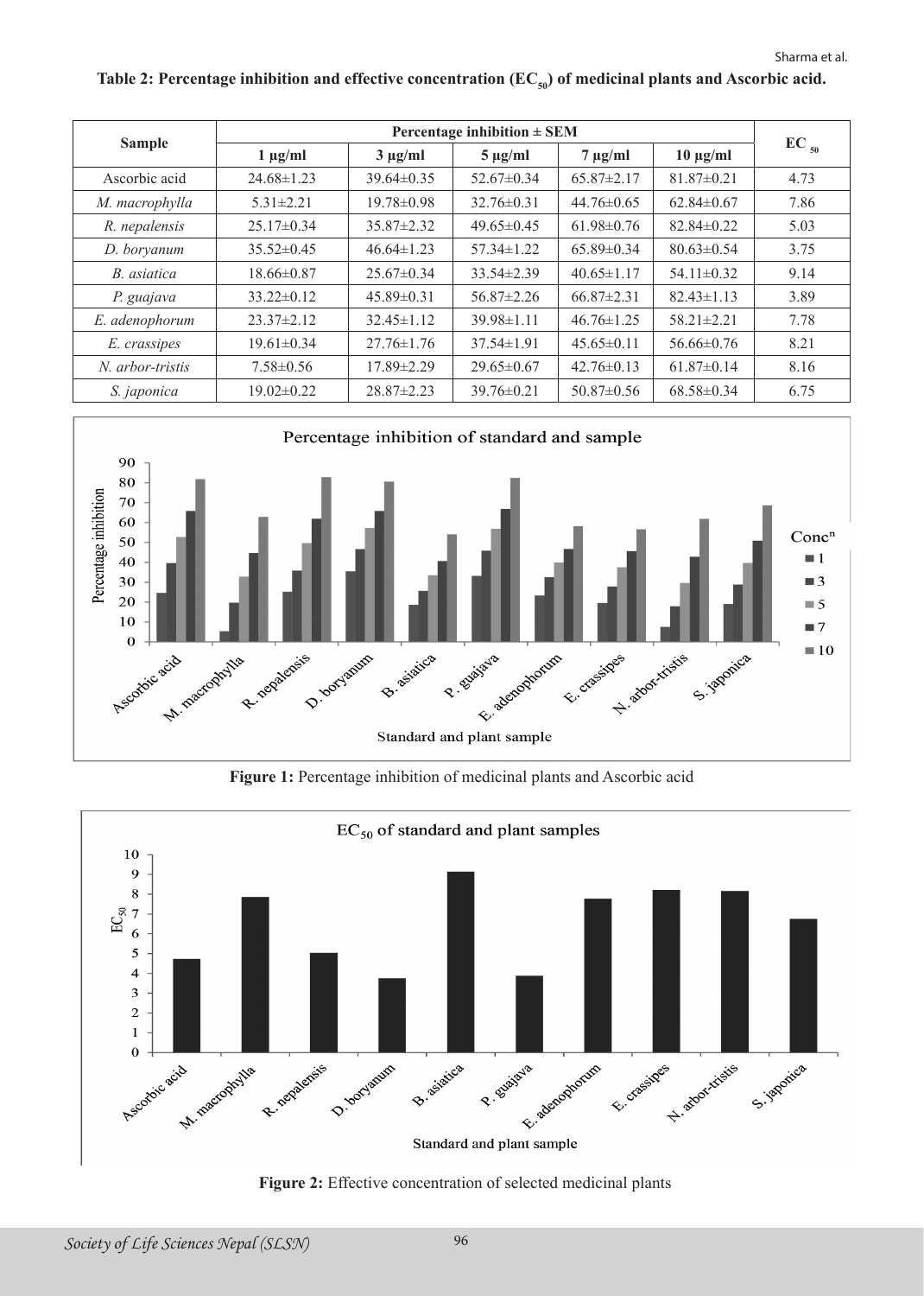**Table 2: Percentage inhibition and effective concentration ($EC_{50}$) of medicinal plants and Ascorbic acid.**

| Sample | Percentage inhibition ± SEM | | | | | $EC_{50}$ |
|---|---|---|---|---|---|---|
| | 1 μg/ml | 3 μg/ml | 5 μg/ml | 7 μg/ml | 10 μg/ml | |
| Ascorbic acid | 24.68±1.23 | 39.64±0.35 | 52.67±0.34 | 65.87±2.17 | 81.87±0.21 | 4.73 |
| *M. macrophylla* | 5.31±2.21 | 19.78±0.98 | 32.76±0.31 | 44.76±0.65 | 62.84±0.67 | 7.86 |
| *R. nepalensis* | 25.17±0.34 | 35.87±2.32 | 49.65±0.45 | 61.98±0.76 | 82.84±0.22 | 5.03 |
| *D. boryanum* | 35.52±0.45 | 46.64±1.23 | 57.34±1.22 | 65.89±0.34 | 80.63±0.54 | 3.75 |
| *B. asiatica* | 18.66±0.87 | 25.67±0.34 | 33.54±2.39 | 40.65±1.17 | 54.11±0.32 | 9.14 |
| *P. guajava* | 33.22±0.12 | 45.89±0.31 | 56.87±2.26 | 66.87±2.31 | 82.43±1.13 | 3.89 |
| *E. adenophorum* | 23.37±2.12 | 32.45±1.12 | 39.98±1.11 | 46.76±1.25 | 58.21±2.21 | 7.78 |
| *E. crassipes* | 19.61±0.34 | 27.76±1.76 | 37.54±1.91 | 45.65±0.11 | 56.66±0.76 | 8.21 |
| *N. arbor-tristis* | 7.58±0.56 | 17.89±2.29 | 29.65±0.67 | 42.76±0.13 | 61.87±0.14 | 8.16 |
| *S. japonica* | 19.02±0.22 | 28.87±2.23 | 39.76±0.21 | 50.87±0.56 | 68.58±0.34 | 6.75 |

**Figure 1:** Percentage inhibition of medicinal plants and Ascorbic acid

**Figure 2:** Effective concentration of selected medicinal plants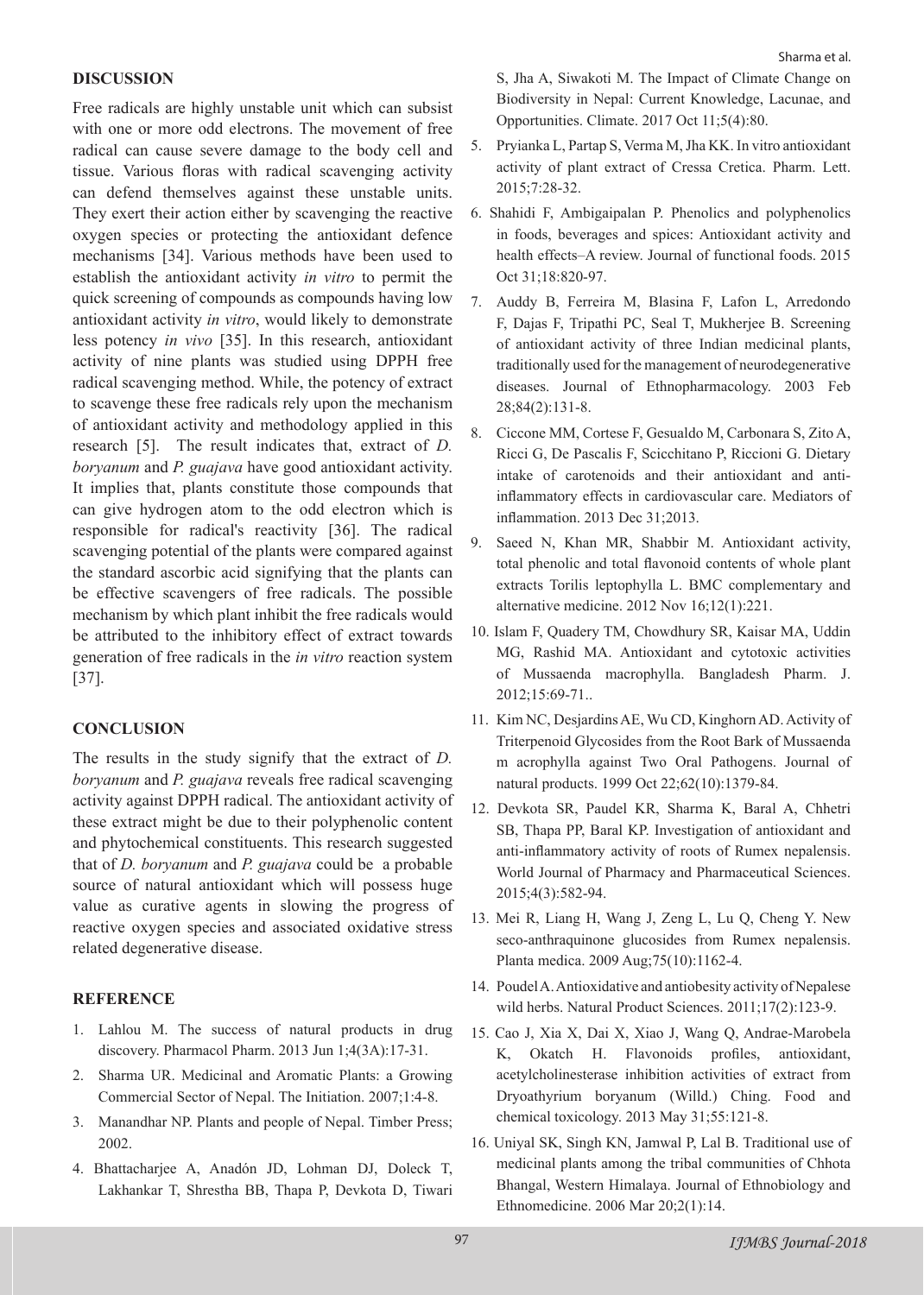## DISCUSSION

Free radicals are highly unstable unit which can subsist with one or more odd electrons. The movement of free radical can cause severe damage to the body cell and tissue. Various floras with radical scavenging activity can defend themselves against these unstable units. They exert their action either by scavenging the reactive oxygen species or protecting the antioxidant defence mechanisms [34]. Various methods have been used to establish the antioxidant activity *in vitro* to permit the quick screening of compounds as compounds having low antioxidant activity *in vitro*, would likely to demonstrate less potency *in vivo* [35]. In this research, antioxidant activity of nine plants was studied using DPPH free radical scavenging method. While, the potency of extract to scavenge these free radicals rely upon the mechanism of antioxidant activity and methodology applied in this research [5]. The result indicates that, extract of *D. boryanum* and *P. guajava* have good antioxidant activity. It implies that, plants constitute those compounds that can give hydrogen atom to the odd electron which is responsible for radical's reactivity [36]. The radical scavenging potential of the plants were compared against the standard ascorbic acid signifying that the plants can be effective scavengers of free radicals. The possible mechanism by which plant inhibit the free radicals would be attributed to the inhibitory effect of extract towards generation of free radicals in the *in vitro* reaction system [37].

## CONCLUSION

The results in the study signify that the extract of *D. boryanum* and *P. guajava* reveals free radical scavenging activity against DPPH radical. The antioxidant activity of these extract might be due to their polyphenolic content and phytochemical constituents. This research suggested that of *D. boryanum* and *P. guajava* could be a probable source of natural antioxidant which will possess huge value as curative agents in slowing the progress of reactive oxygen species and associated oxidative stress related degenerative disease.

## REFERENCE

1. Lahlou M. The success of natural products in drug discovery. Pharmacol Pharm. 2013 Jun 1;4(3A):17-31.
2. Sharma UR. Medicinal and Aromatic Plants: a Growing Commercial Sector of Nepal. The Initiation. 2007;1:4-8.
3. Manandhar NP. Plants and people of Nepal. Timber Press; 2002.
4. Bhattacharjee A, Anadón JD, Lohman DJ, Doleck T, Lakhankar T, Shrestha BB, Thapa P, Devkota D, Tiwari S, Jha A, Siwakoti M. The Impact of Climate Change on Biodiversity in Nepal: Current Knowledge, Lacunae, and Opportunities. Climate. 2017 Oct 11;5(4):80.
5. Pryianka L, Partap S, Verma M, Jha KK. In vitro antioxidant activity of plant extract of Cressa Cretica. Pharm. Lett. 2015;7:28-32.
6. Shahidi F, Ambigaipalan P. Phenolics and polyphenolics in foods, beverages and spices: Antioxidant activity and health effects–A review. Journal of functional foods. 2015 Oct 31;18:820-97.
7. Auddy B, Ferreira M, Blasina F, Lafon L, Arredondo F, Dajas F, Tripathi PC, Seal T, Mukherjee B. Screening of antioxidant activity of three Indian medicinal plants, traditionally used for the management of neurodegenerative diseases. Journal of Ethnopharmacology. 2003 Feb 28;84(2):131-8.
8. Ciccone MM, Cortese F, Gesualdo M, Carbonara S, Zito A, Ricci G, De Pascalis F, Scicchitano P, Riccioni G. Dietary intake of carotenoids and their antioxidant and anti-inflammatory effects in cardiovascular care. Mediators of inflammation. 2013 Dec 31;2013.
9. Saeed N, Khan MR, Shabbir M. Antioxidant activity, total phenolic and total flavonoid contents of whole plant extracts Torilis leptophylla L. BMC complementary and alternative medicine. 2012 Nov 16;12(1):221.
10. Islam F, Quadery TM, Chowdhury SR, Kaisar MA, Uddin MG, Rashid MA. Antioxidant and cytotoxic activities of Mussaenda macrophylla. Bangladesh Pharm. J. 2012;15:69-71..
11. Kim NC, Desjardins AE, Wu CD, Kinghorn AD. Activity of Triterpenoid Glycosides from the Root Bark of Mussaenda m acrophylla against Two Oral Pathogens. Journal of natural products. 1999 Oct 22;62(10):1379-84.
12. Devkota SR, Paudel KR, Sharma K, Baral A, Chhetri SB, Thapa PP, Baral KP. Investigation of antioxidant and anti-inflammatory activity of roots of Rumex nepalensis. World Journal of Pharmacy and Pharmaceutical Sciences. 2015;4(3):582-94.
13. Mei R, Liang H, Wang J, Zeng L, Lu Q, Cheng Y. New seco-anthraquinone glucosides from Rumex nepalensis. Planta medica. 2009 Aug;75(10):1162-4.
14. Poudel A. Antioxidative and antiobesity activity of Nepalese wild herbs. Natural Product Sciences. 2011;17(2):123-9.
15. Cao J, Xia X, Dai X, Xiao J, Wang Q, Andrae-Marobela K, Okatch H. Flavonoids profiles, antioxidant, acetylcholinesterase inhibition activities of extract from Dryoathyrium boryanum (Willd.) Ching. Food and chemical toxicology. 2013 May 31;55:121-8.
16. Uniyal SK, Singh KN, Jamwal P, Lal B. Traditional use of medicinal plants among the tribal communities of Chhota Bhangal, Western Himalaya. Journal of Ethnobiology and Ethnomedicine. 2006 Mar 20;2(1):14.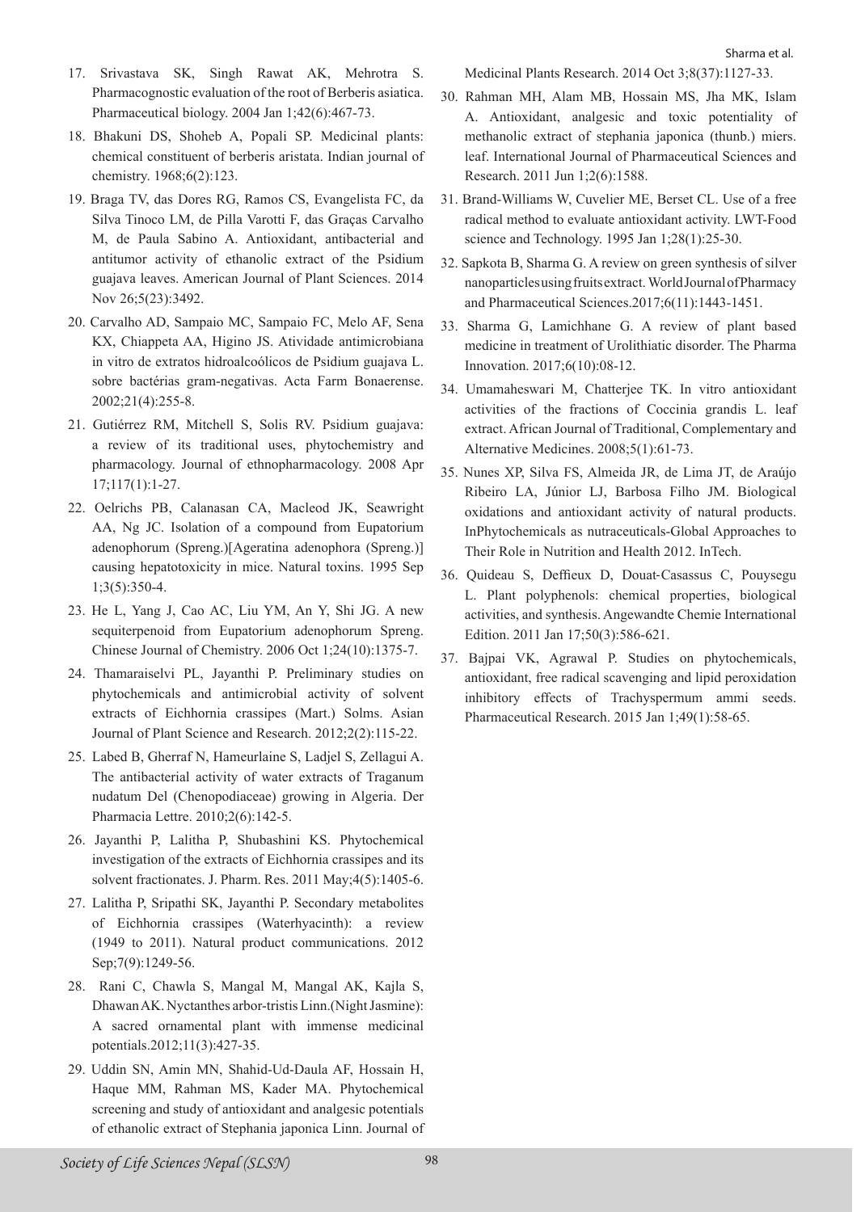17. Srivastava SK, Singh Rawat AK, Mehrotra S. Pharmacognostic evaluation of the root of Berberis asiatica. Pharmaceutical biology. 2004 Jan 1;42(6):467-73.

18. Bhakuni DS, Shoheb A, Popali SP. Medicinal plants: chemical constituent of berberis aristata. Indian journal of chemistry. 1968;6(2):123.

19. Braga TV, das Dores RG, Ramos CS, Evangelista FC, da Silva Tinoco LM, de Pilla Varotti F, das Graças Carvalho M, de Paula Sabino A. Antioxidant, antibacterial and antitumor activity of ethanolic extract of the Psidium guajava leaves. American Journal of Plant Sciences. 2014 Nov 26;5(23):3492.

20. Carvalho AD, Sampaio MC, Sampaio FC, Melo AF, Sena KX, Chiappeta AA, Higino JS. Atividade antimicrobiana in vitro de extratos hidroalcoólicos de Psidium guajava L. sobre bactérias gram-negativas. Acta Farm Bonaerense. 2002;21(4):255-8.

21. Gutiérrez RM, Mitchell S, Solis RV. Psidium guajava: a review of its traditional uses, phytochemistry and pharmacology. Journal of ethnopharmacology. 2008 Apr 17;117(1):1-27.

22. Oelrichs PB, Calanasan CA, Macleod JK, Seawright AA, Ng JC. Isolation of a compound from Eupatorium adenophorum (Spreng.)[Ageratina adenophora (Spreng.)] causing hepatotoxicity in mice. Natural toxins. 1995 Sep 1;3(5):350-4.

23. He L, Yang J, Cao AC, Liu YM, An Y, Shi JG. A new sequiterpenoid from Eupatorium adenophorum Spreng. Chinese Journal of Chemistry. 2006 Oct 1;24(10):1375-7.

24. Thamaraiselvi PL, Jayanthi P. Preliminary studies on phytochemicals and antimicrobial activity of solvent extracts of Eichhornia crassipes (Mart.) Solms. Asian Journal of Plant Science and Research. 2012;2(2):115-22.

25. Labed B, Gherraf N, Hameurlaine S, Ladjel S, Zellagui A. The antibacterial activity of water extracts of Traganum nudatum Del (Chenopodiaceae) growing in Algeria. Der Pharmacia Lettre. 2010;2(6):142-5.

26. Jayanthi P, Lalitha P, Shubashini KS. Phytochemical investigation of the extracts of Eichhornia crassipes and its solvent fractionates. J. Pharm. Res. 2011 May;4(5):1405-6.

27. Lalitha P, Sripathi SK, Jayanthi P. Secondary metabolites of Eichhornia crassipes (Waterhyacinth): a review (1949 to 2011). Natural product communications. 2012 Sep;7(9):1249-56.

28. Rani C, Chawla S, Mangal M, Mangal AK, Kajla S, Dhawan AK. Nyctanthes arbor-tristis Linn.(Night Jasmine): A sacred ornamental plant with immense medicinal potentials.2012;11(3):427-35.

29. Uddin SN, Amin MN, Shahid-Ud-Daula AF, Hossain H, Haque MM, Rahman MS, Kader MA. Phytochemical screening and study of antioxidant and analgesic potentials of ethanolic extract of Stephania japonica Linn. Journal of Medicinal Plants Research. 2014 Oct 3;8(37):1127-33.

30. Rahman MH, Alam MB, Hossain MS, Jha MK, Islam A. Antioxidant, analgesic and toxic potentiality of methanolic extract of stephania japonica (thunb.) miers. leaf. International Journal of Pharmaceutical Sciences and Research. 2011 Jun 1;2(6):1588.

31. Brand-Williams W, Cuvelier ME, Berset CL. Use of a free radical method to evaluate antioxidant activity. LWT-Food science and Technology. 1995 Jan 1;28(1):25-30.

32. Sapkota B, Sharma G. A review on green synthesis of silver nanoparticles using fruits extract. World Journal of Pharmacy and Pharmaceutical Sciences.2017;6(11):1443-1451.

33. Sharma G, Lamichhane G. A review of plant based medicine in treatment of Urolithiatic disorder. The Pharma Innovation. 2017;6(10):08-12.

34. Umamaheswari M, Chatterjee TK. In vitro antioxidant activities of the fractions of Coccinia grandis L. leaf extract. African Journal of Traditional, Complementary and Alternative Medicines. 2008;5(1):61-73.

35. Nunes XP, Silva FS, Almeida JR, de Lima JT, de Araújo Ribeiro LA, Júnior LJ, Barbosa Filho JM. Biological oxidations and antioxidant activity of natural products. InPhytochemicals as nutraceuticals-Global Approaches to Their Role in Nutrition and Health 2012. InTech.

36. Quideau S, Deffieux D, Douat‐Casassus C, Pouysegu L. Plant polyphenols: chemical properties, biological activities, and synthesis. Angewandte Chemie International Edition. 2011 Jan 17;50(3):586-621.

37. Bajpai VK, Agrawal P. Studies on phytochemicals, antioxidant, free radical scavenging and lipid peroxidation inhibitory effects of Trachyspermum ammi seeds. Pharmaceutical Research. 2015 Jan 1;49(1):58-65.